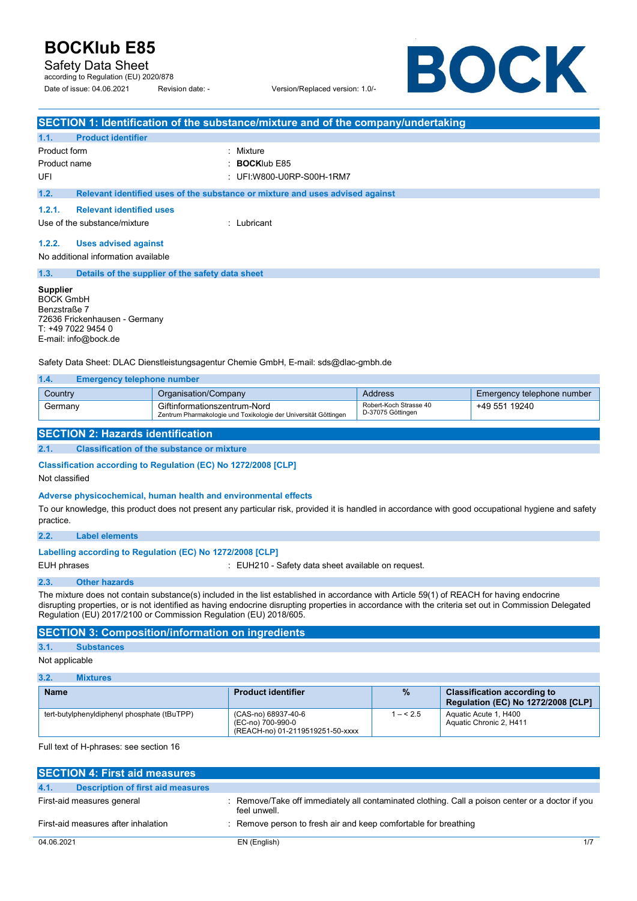# BOCKlub E85

Safety Data Sheet
according to Regulation (EU) 2020/878

Date of issue: 04.06.2021 Revision date: - Version/Replaced version: 1.0/-

BOCK

## SECTION 1: Identification of the substance/mixture and of the company/undertaking

### 1.1. Product identifier

Product form : Mixture

Product name : **BOCK**lub E85

UFI : UFI:W800-U0RP-S00H-1RM7

### 1.2. Relevant identified uses of the substance or mixture and uses advised against

#### 1.2.1. Relevant identified uses

Use of the substance/mixture : Lubricant

#### 1.2.2. Uses advised against

No additional information available

### 1.3. Details of the supplier of the safety data sheet

**Supplier**
BOCK GmbH
Benzstraße 7
72636 Frickenhausen - Germany
T: +49 7022 9454 0
E-mail: info@bock.de

Safety Data Sheet: DLAC Dienstleistungsagentur Chemie GmbH, E-mail: sds@dlac-gmbh.de

### 1.4. Emergency telephone number

| Country | Organisation/Company | Address | Emergency telephone number |
|---|---|---|---|
| Germany | Giftinformationszentrum-Nord<br>Zentrum Pharmakologie und Toxikologie der Universität Göttingen | Robert-Koch Strasse 40<br>D-37075 Göttingen | +49 551 19240 |

## SECTION 2: Hazards identification

### 2.1. Classification of the substance or mixture

**Classification according to Regulation (EC) No 1272/2008 [CLP]**

Not classified

**Adverse physicochemical, human health and environmental effects**

To our knowledge, this product does not present any particular risk, provided it is handled in accordance with good occupational hygiene and safety practice.

### 2.2. Label elements

**Labelling according to Regulation (EC) No 1272/2008 [CLP]**

EUH phrases : EUH210 - Safety data sheet available on request.

### 2.3. Other hazards

The mixture does not contain substance(s) included in the list established in accordance with Article 59(1) of REACH for having endocrine disrupting properties, or is not identified as having endocrine disrupting properties in accordance with the criteria set out in Commission Delegated Regulation (EU) 2017/2100 or Commission Regulation (EU) 2018/605.

## SECTION 3: Composition/information on ingredients

### 3.1. Substances

Not applicable

### 3.2. Mixtures

| Name | Product identifier | % | Classification according to Regulation (EC) No 1272/2008 [CLP] |
|---|---|---|---|
| tert-butylphenyldiphenyl phosphate (tBuTPP) | (CAS-no) 68937-40-6<br>(EC-no) 700-990-0<br>(REACH-no) 01-2119519251-50-xxxx | 1 – < 2.5 | Aquatic Acute 1, H400<br>Aquatic Chronic 2, H411 |

Full text of H-phrases: see section 16

## SECTION 4: First aid measures

### 4.1. Description of first aid measures

First-aid measures general : Remove/Take off immediately all contaminated clothing. Call a poison center or a doctor if you feel unwell.

First-aid measures after inhalation : Remove person to fresh air and keep comfortable for breathing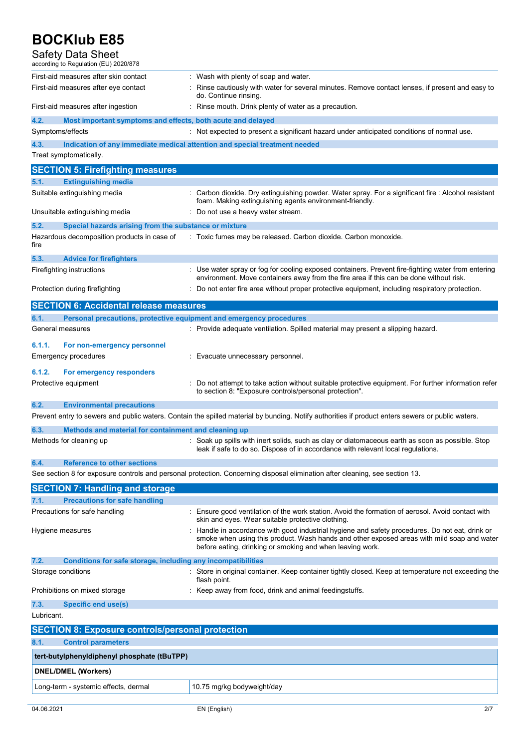| | |
|---|---|
| First-aid measures after skin contact | : Wash with plenty of soap and water. |
| First-aid measures after eye contact | : Rinse cautiously with water for several minutes. Remove contact lenses, if present and easy to do. Continue rinsing. |
| First-aid measures after ingestion | : Rinse mouth. Drink plenty of water as a precaution. |

### 4.2. Most important symptoms and effects, both acute and delayed

| | |
|---|---|
| Symptoms/effects | : Not expected to present a significant hazard under anticipated conditions of normal use. |

### 4.3. Indication of any immediate medical attention and special treatment needed

Treat symptomatically.

## SECTION 5: Firefighting measures

### 5.1. Extinguishing media

| | |
|---|---|
| Suitable extinguishing media | : Carbon dioxide. Dry extinguishing powder. Water spray. For a significant fire : Alcohol resistant foam. Making extinguishing agents environment-friendly. |
| Unsuitable extinguishing media | : Do not use a heavy water stream. |

### 5.2. Special hazards arising from the substance or mixture

| | |
|---|---|
| Hazardous decomposition products in case of fire | : Toxic fumes may be released. Carbon dioxide. Carbon monoxide. |

### 5.3. Advice for firefighters

| | |
|---|---|
| Firefighting instructions | : Use water spray or fog for cooling exposed containers. Prevent fire-fighting water from entering environment. Move containers away from the fire area if this can be done without risk. |
| Protection during firefighting | : Do not enter fire area without proper protective equipment, including respiratory protection. |

## SECTION 6: Accidental release measures

### 6.1. Personal precautions, protective equipment and emergency procedures

| | |
|---|---|
| General measures | : Provide adequate ventilation. Spilled material may present a slipping hazard. |

#### 6.1.1. For non-emergency personnel

| | |
|---|---|
| Emergency procedures | : Evacuate unnecessary personnel. |

#### 6.1.2. For emergency responders

| | |
|---|---|
| Protective equipment | : Do not attempt to take action without suitable protective equipment. For further information refer to section 8: "Exposure controls/personal protection". |

### 6.2. Environmental precautions

Prevent entry to sewers and public waters. Contain the spilled material by bunding. Notify authorities if product enters sewers or public waters.

### 6.3. Methods and material for containment and cleaning up

| | |
|---|---|
| Methods for cleaning up | : Soak up spills with inert solids, such as clay or diatomaceous earth as soon as possible. Stop leak if safe to do so. Dispose of in accordance with relevant local regulations. |

### 6.4. Reference to other sections

See section 8 for exposure controls and personal protection. Concerning disposal elimination after cleaning, see section 13.

## SECTION 7: Handling and storage

### 7.1. Precautions for safe handling

| | |
|---|---|
| Precautions for safe handling | : Ensure good ventilation of the work station. Avoid the formation of aerosol. Avoid contact with skin and eyes. Wear suitable protective clothing. |
| Hygiene measures | : Handle in accordance with good industrial hygiene and safety procedures. Do not eat, drink or smoke when using this product. Wash hands and other exposed areas with mild soap and water before eating, drinking or smoking and when leaving work. |

### 7.2. Conditions for safe storage, including any incompatibilities

| | |
|---|---|
| Storage conditions | : Store in original container. Keep container tightly closed. Keep at temperature not exceeding the flash point. |
| Prohibitions on mixed storage | : Keep away from food, drink and animal feedingstuffs. |

### 7.3. Specific end use(s)

Lubricant.

## SECTION 8: Exposure controls/personal protection

### 8.1. Control parameters

| **tert-butylphenyldiphenyl phosphate (tBuTPP)** | |
|---|---|
| **DNEL/DMEL (Workers)** | |
| Long-term - systemic effects, dermal | 10.75 mg/kg bodyweight/day |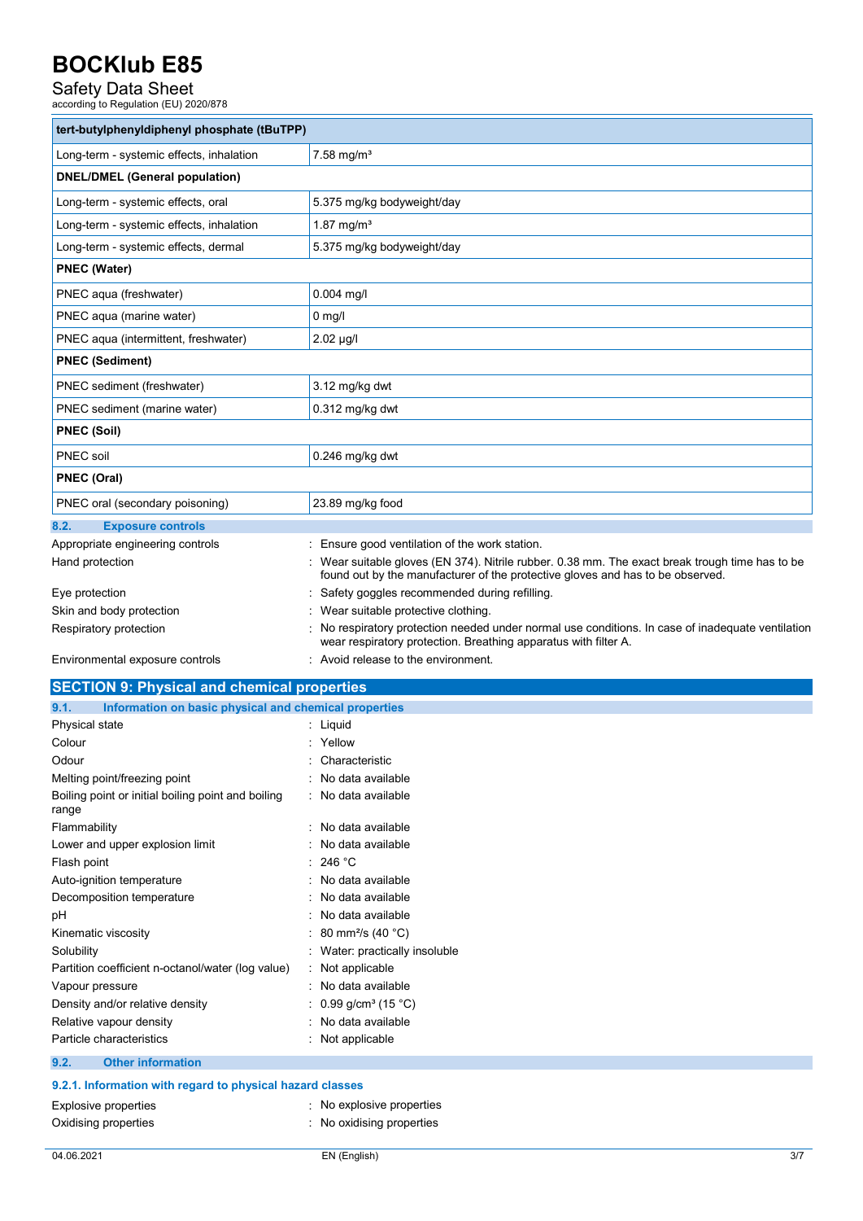| tert-butylphenyldiphenyl phosphate (tBuTPP) | |
|---|---|
| Long-term - systemic effects, inhalation | 7.58 mg/m³ |
| **DNEL/DMEL (General population)** | |
| Long-term - systemic effects, oral | 5.375 mg/kg bodyweight/day |
| Long-term - systemic effects, inhalation | 1.87 mg/m³ |
| Long-term - systemic effects, dermal | 5.375 mg/kg bodyweight/day |
| **PNEC (Water)** | |
| PNEC aqua (freshwater) | 0.004 mg/l |
| PNEC aqua (marine water) | 0 mg/l |
| PNEC aqua (intermittent, freshwater) | 2.02 µg/l |
| **PNEC (Sediment)** | |
| PNEC sediment (freshwater) | 3.12 mg/kg dwt |
| PNEC sediment (marine water) | 0.312 mg/kg dwt |
| **PNEC (Soil)** | |
| PNEC soil | 0.246 mg/kg dwt |
| **PNEC (Oral)** | |
| PNEC oral (secondary poisoning) | 23.89 mg/kg food |

### 8.2. Exposure controls

Appropriate engineering controls : Ensure good ventilation of the work station.

Hand protection : Wear suitable gloves (EN 374). Nitrile rubber. 0.38 mm. The exact break trough time has to be found out by the manufacturer of the protective gloves and has to be observed.

Eye protection : Safety goggles recommended during refilling.

Skin and body protection : Wear suitable protective clothing.

Respiratory protection : No respiratory protection needed under normal use conditions. In case of inadequate ventilation wear respiratory protection. Breathing apparatus with filter A.

Environmental exposure controls : Avoid release to the environment.

## SECTION 9: Physical and chemical properties

### 9.1. Information on basic physical and chemical properties

Physical state : Liquid

Colour : Yellow

Odour : Characteristic

Melting point/freezing point : No data available

Boiling point or initial boiling point and boiling range : No data available

Flammability : No data available

Lower and upper explosion limit : No data available

Flash point : 246 °C

Auto-ignition temperature : No data available

Decomposition temperature : No data available

pH : No data available

Kinematic viscosity : 80 mm²/s (40 °C)

Solubility : Water: practically insoluble

Partition coefficient n-octanol/water (log value) : Not applicable

Vapour pressure : No data available

Density and/or relative density : 0.99 g/cm³ (15 °C)

Relative vapour density : No data available

Particle characteristics : Not applicable

### 9.2. Other information

#### 9.2.1. Information with regard to physical hazard classes

Explosive properties : No explosive properties

Oxidising properties : No oxidising properties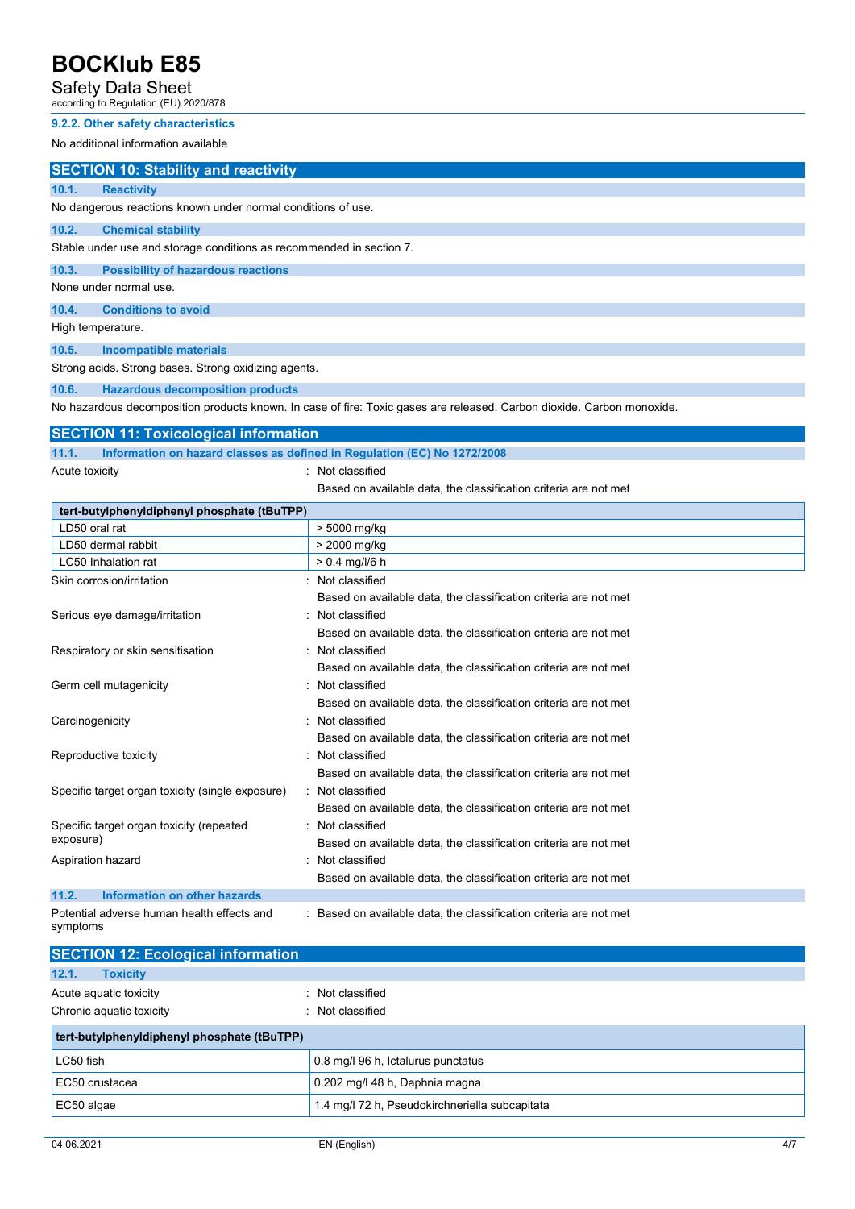#### 9.2.2. Other safety characteristics

No additional information available

## SECTION 10: Stability and reactivity

### 10.1. Reactivity

No dangerous reactions known under normal conditions of use.

### 10.2. Chemical stability

Stable under use and storage conditions as recommended in section 7.

### 10.3. Possibility of hazardous reactions

None under normal use.

### 10.4. Conditions to avoid

High temperature.

### 10.5. Incompatible materials

Strong acids. Strong bases. Strong oxidizing agents.

### 10.6. Hazardous decomposition products

No hazardous decomposition products known. In case of fire: Toxic gases are released. Carbon dioxide. Carbon monoxide.

## SECTION 11: Toxicological information

### 11.1. Information on hazard classes as defined in Regulation (EC) No 1272/2008

Acute toxicity : Not classified
Based on available data, the classification criteria are not met

| tert-butylphenyldiphenyl phosphate (tBuTPP) | |
|---|---|
| LD50 oral rat | > 5000 mg/kg |
| LD50 dermal rabbit | > 2000 mg/kg |
| LC50 Inhalation rat | > 0.4 mg/l/6 h |

Skin corrosion/irritation : Not classified
Based on available data, the classification criteria are not met

Serious eye damage/irritation : Not classified
Based on available data, the classification criteria are not met

Respiratory or skin sensitisation : Not classified
Based on available data, the classification criteria are not met

Germ cell mutagenicity : Not classified
Based on available data, the classification criteria are not met

Carcinogenicity : Not classified
Based on available data, the classification criteria are not met

Reproductive toxicity : Not classified
Based on available data, the classification criteria are not met

Specific target organ toxicity (single exposure) : Not classified
Based on available data, the classification criteria are not met

Specific target organ toxicity (repeated exposure) : Not classified
Based on available data, the classification criteria are not met

Aspiration hazard : Not classified
Based on available data, the classification criteria are not met

### 11.2. Information on other hazards

Potential adverse human health effects and symptoms : Based on available data, the classification criteria are not met

## SECTION 12: Ecological information

### 12.1. Toxicity

Acute aquatic toxicity : Not classified
Chronic aquatic toxicity : Not classified

| tert-butylphenyldiphenyl phosphate (tBuTPP) | |
|---|---|
| LC50 fish | 0.8 mg/l 96 h, Ictalurus punctatus |
| EC50 crustacea | 0.202 mg/l 48 h, Daphnia magna |
| EC50 algae | 1.4 mg/l 72 h, Pseudokirchneriella subcapitata |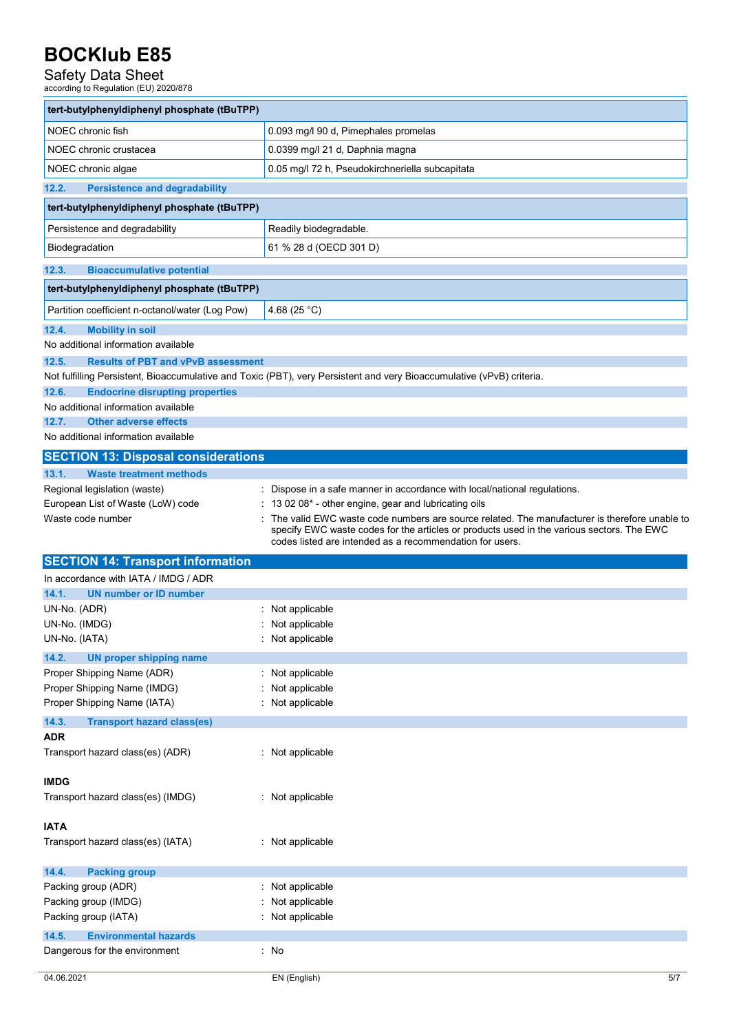| tert-butylphenyldiphenyl phosphate (tBuTPP) | |
|---|---|
| NOEC chronic fish | 0.093 mg/l 90 d, Pimephales promelas |
| NOEC chronic crustacea | 0.0399 mg/l 21 d, Daphnia magna |
| NOEC chronic algae | 0.05 mg/l 72 h, Pseudokirchneriella subcapitata |

### 12.2. Persistence and degradability

| tert-butylphenyldiphenyl phosphate (tBuTPP) | |
|---|---|
| Persistence and degradability | Readily biodegradable. |
| Biodegradation | 61 % 28 d (OECD 301 D) |

### 12.3. Bioaccumulative potential

| tert-butylphenyldiphenyl phosphate (tBuTPP) | |
|---|---|
| Partition coefficient n-octanol/water (Log Pow) | 4.68 (25 °C) |

### 12.4. Mobility in soil

No additional information available

### 12.5. Results of PBT and vPvB assessment

Not fulfilling Persistent, Bioaccumulative and Toxic (PBT), very Persistent and very Bioaccumulative (vPvB) criteria.

### 12.6. Endocrine disrupting properties

No additional information available

### 12.7. Other adverse effects

No additional information available

## SECTION 13: Disposal considerations

### 13.1. Waste treatment methods

Regional legislation (waste) : Dispose in a safe manner in accordance with local/national regulations.

European List of Waste (LoW) code : 13 02 08* - other engine, gear and lubricating oils

Waste code number : The valid EWC waste code numbers are source related. The manufacturer is therefore unable to specify EWC waste codes for the articles or products used in the various sectors. The EWC codes listed are intended as a recommendation for users.

## SECTION 14: Transport information

In accordance with IATA / IMDG / ADR

### 14.1. UN number or ID number

UN-No. (ADR) : Not applicable

UN-No. (IMDG) : Not applicable

UN-No. (IATA) : Not applicable

### 14.2. UN proper shipping name

Proper Shipping Name (ADR) : Not applicable

Proper Shipping Name (IMDG) : Not applicable

Proper Shipping Name (IATA) : Not applicable

### 14.3. Transport hazard class(es)

**ADR**

Transport hazard class(es) (ADR) : Not applicable

**IMDG**

Transport hazard class(es) (IMDG) : Not applicable

**IATA**

Transport hazard class(es) (IATA) : Not applicable

### 14.4. Packing group

Packing group (ADR) : Not applicable

Packing group (IMDG) : Not applicable

Packing group (IATA) : Not applicable

### 14.5. Environmental hazards

Dangerous for the environment : No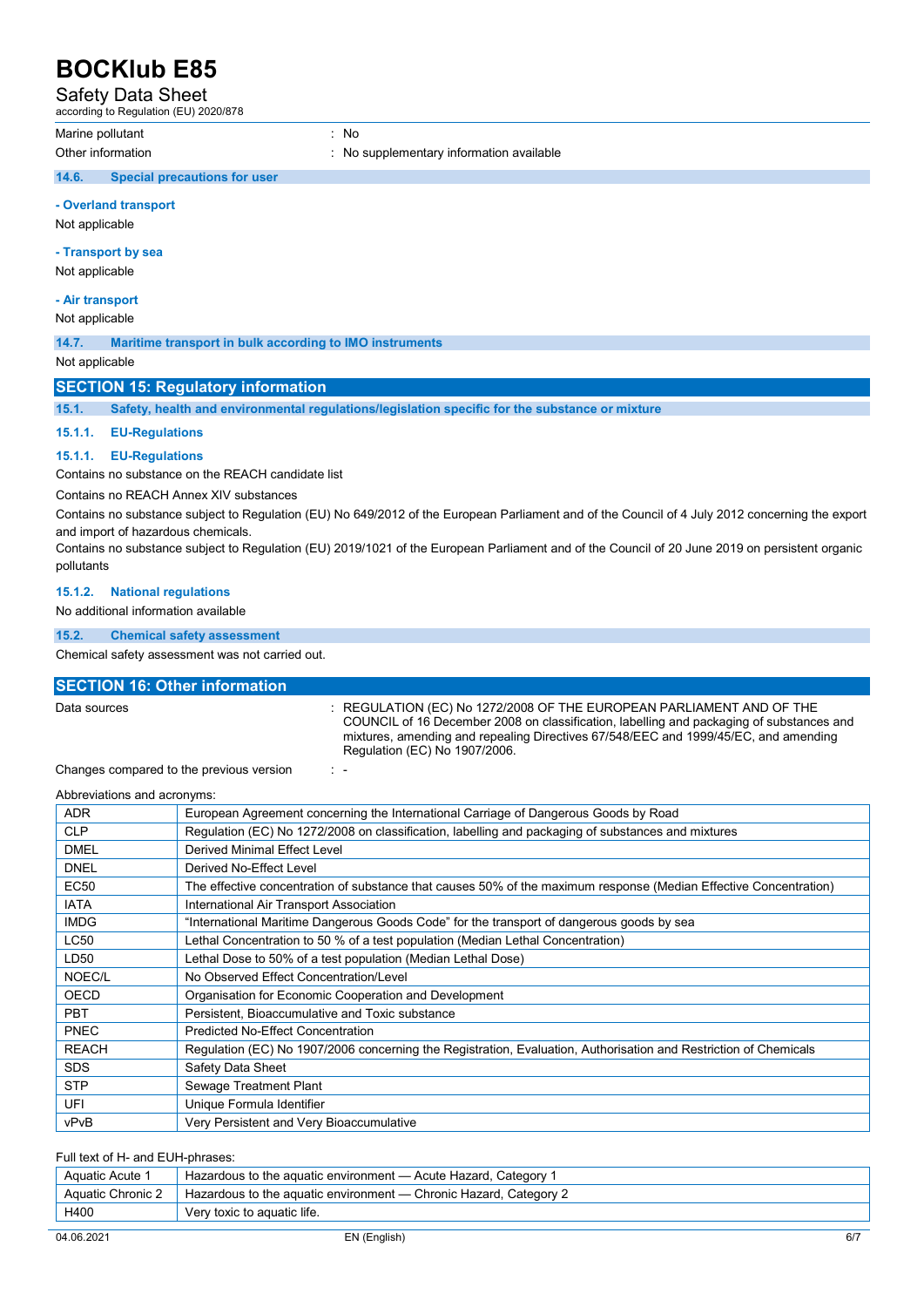| | |
|---|---|
| Marine pollutant | : No |
| Other information | : No supplementary information available |

### 14.6. Special precautions for user

**- Overland transport**

Not applicable

**- Transport by sea**

Not applicable

**- Air transport**

Not applicable

### 14.7. Maritime transport in bulk according to IMO instruments

Not applicable

## SECTION 15: Regulatory information

### 15.1. Safety, health and environmental regulations/legislation specific for the substance or mixture

#### 15.1.1. EU-Regulations

#### 15.1.1. EU-Regulations

Contains no substance on the REACH candidate list

Contains no REACH Annex XIV substances

Contains no substance subject to Regulation (EU) No 649/2012 of the European Parliament and of the Council of 4 July 2012 concerning the export and import of hazardous chemicals.
Contains no substance subject to Regulation (EU) 2019/1021 of the European Parliament and of the Council of 20 June 2019 on persistent organic pollutants

#### 15.1.2. National regulations

No additional information available

### 15.2. Chemical safety assessment

Chemical safety assessment was not carried out.

## SECTION 16: Other information

| | |
|---|---|
| Data sources | : REGULATION (EC) No 1272/2008 OF THE EUROPEAN PARLIAMENT AND OF THE COUNCIL of 16 December 2008 on classification, labelling and packaging of substances and mixtures, amending and repealing Directives 67/548/EEC and 1999/45/EC, and amending Regulation (EC) No 1907/2006. |
| Changes compared to the previous version | : - |

Abbreviations and acronyms:

| | |
|---|---|
| ADR | European Agreement concerning the International Carriage of Dangerous Goods by Road |
| CLP | Regulation (EC) No 1272/2008 on classification, labelling and packaging of substances and mixtures |
| DMEL | Derived Minimal Effect Level |
| DNEL | Derived No-Effect Level |
| EC50 | The effective concentration of substance that causes 50% of the maximum response (Median Effective Concentration) |
| IATA | International Air Transport Association |
| IMDG | "International Maritime Dangerous Goods Code" for the transport of dangerous goods by sea |
| LC50 | Lethal Concentration to 50 % of a test population (Median Lethal Concentration) |
| LD50 | Lethal Dose to 50% of a test population (Median Lethal Dose) |
| NOEC/L | No Observed Effect Concentration/Level |
| OECD | Organisation for Economic Cooperation and Development |
| PBT | Persistent, Bioaccumulative and Toxic substance |
| PNEC | Predicted No-Effect Concentration |
| REACH | Regulation (EC) No 1907/2006 concerning the Registration, Evaluation, Authorisation and Restriction of Chemicals |
| SDS | Safety Data Sheet |
| STP | Sewage Treatment Plant |
| UFI | Unique Formula Identifier |
| vPvB | Very Persistent and Very Bioaccumulative |

Full text of H- and EUH-phrases:

| | |
|---|---|
| Aquatic Acute 1 | Hazardous to the aquatic environment — Acute Hazard, Category 1 |
| Aquatic Chronic 2 | Hazardous to the aquatic environment — Chronic Hazard, Category 2 |
| H400 | Very toxic to aquatic life. |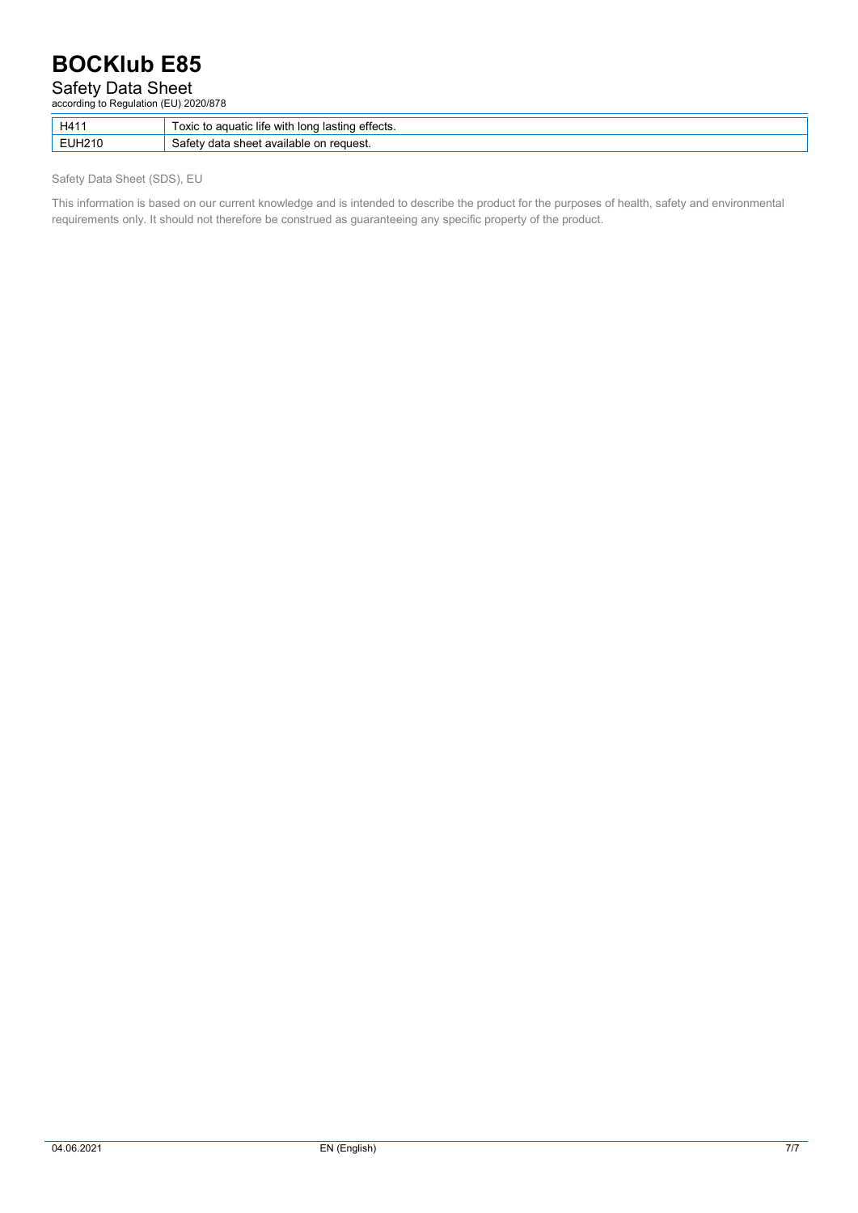| | |
|---|---|
| H411 | Toxic to aquatic life with long lasting effects. |
| EUH210 | Safety data sheet available on request. |

Safety Data Sheet (SDS), EU

This information is based on our current knowledge and is intended to describe the product for the purposes of health, safety and environmental requirements only. It should not therefore be construed as guaranteeing any specific property of the product.